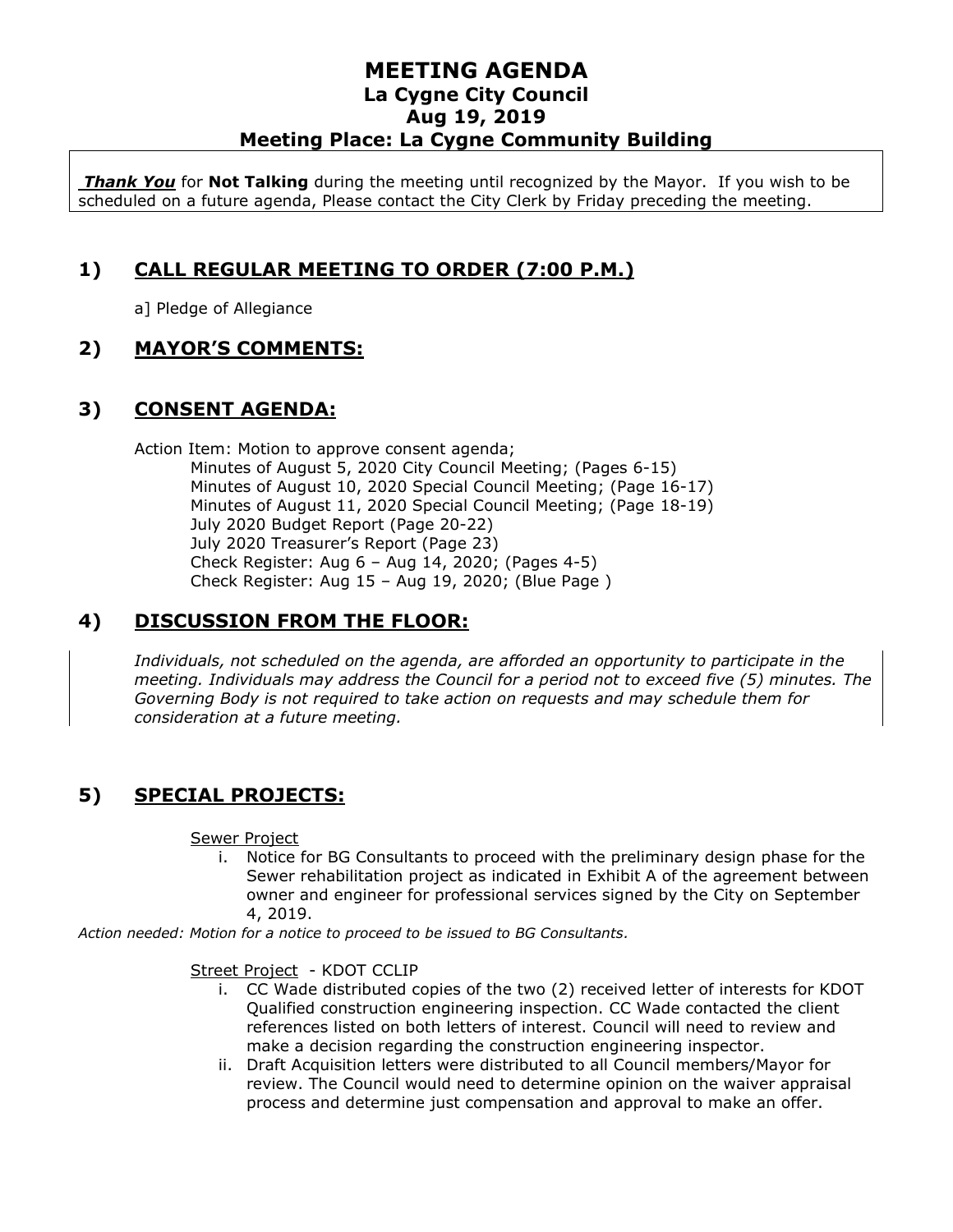# MEETING AGENDA
## La Cygne City Council
## Aug 19, 2019
## Meeting Place: La Cygne Community Building

***Thank You*** for **Not Talking** during the meeting until recognized by the Mayor. If you wish to be scheduled on a future agenda, Please contact the City Clerk by Friday preceding the meeting.

## 1) CALL REGULAR MEETING TO ORDER (7:00 P.M.)

a] Pledge of Allegiance

## 2) MAYOR'S COMMENTS:

## 3) CONSENT AGENDA:

Action Item: Motion to approve consent agenda;
- Minutes of August 5, 2020 City Council Meeting; (Pages 6-15)
- Minutes of August 10, 2020 Special Council Meeting; (Page 16-17)
- Minutes of August 11, 2020 Special Council Meeting; (Page 18-19)
- July 2020 Budget Report (Page 20-22)
- July 2020 Treasurer's Report (Page 23)
- Check Register: Aug 6 – Aug 14, 2020; (Pages 4-5)
- Check Register: Aug 15 – Aug 19, 2020; (Blue Page )

## 4) DISCUSSION FROM THE FLOOR:

*Individuals, not scheduled on the agenda, are afforded an opportunity to participate in the meeting. Individuals may address the Council for a period not to exceed five (5) minutes. The Governing Body is not required to take action on requests and may schedule them for consideration at a future meeting.*

## 5) SPECIAL PROJECTS:

Sewer Project

i. Notice for BG Consultants to proceed with the preliminary design phase for the Sewer rehabilitation project as indicated in Exhibit A of the agreement between owner and engineer for professional services signed by the City on September 4, 2019.

*Action needed: Motion for a notice to proceed to be issued to BG Consultants.*

Street Project - KDOT CCLIP

i. CC Wade distributed copies of the two (2) received letter of interests for KDOT Qualified construction engineering inspection. CC Wade contacted the client references listed on both letters of interest. Council will need to review and make a decision regarding the construction engineering inspector.
ii. Draft Acquisition letters were distributed to all Council members/Mayor for review. The Council would need to determine opinion on the waiver appraisal process and determine just compensation and approval to make an offer.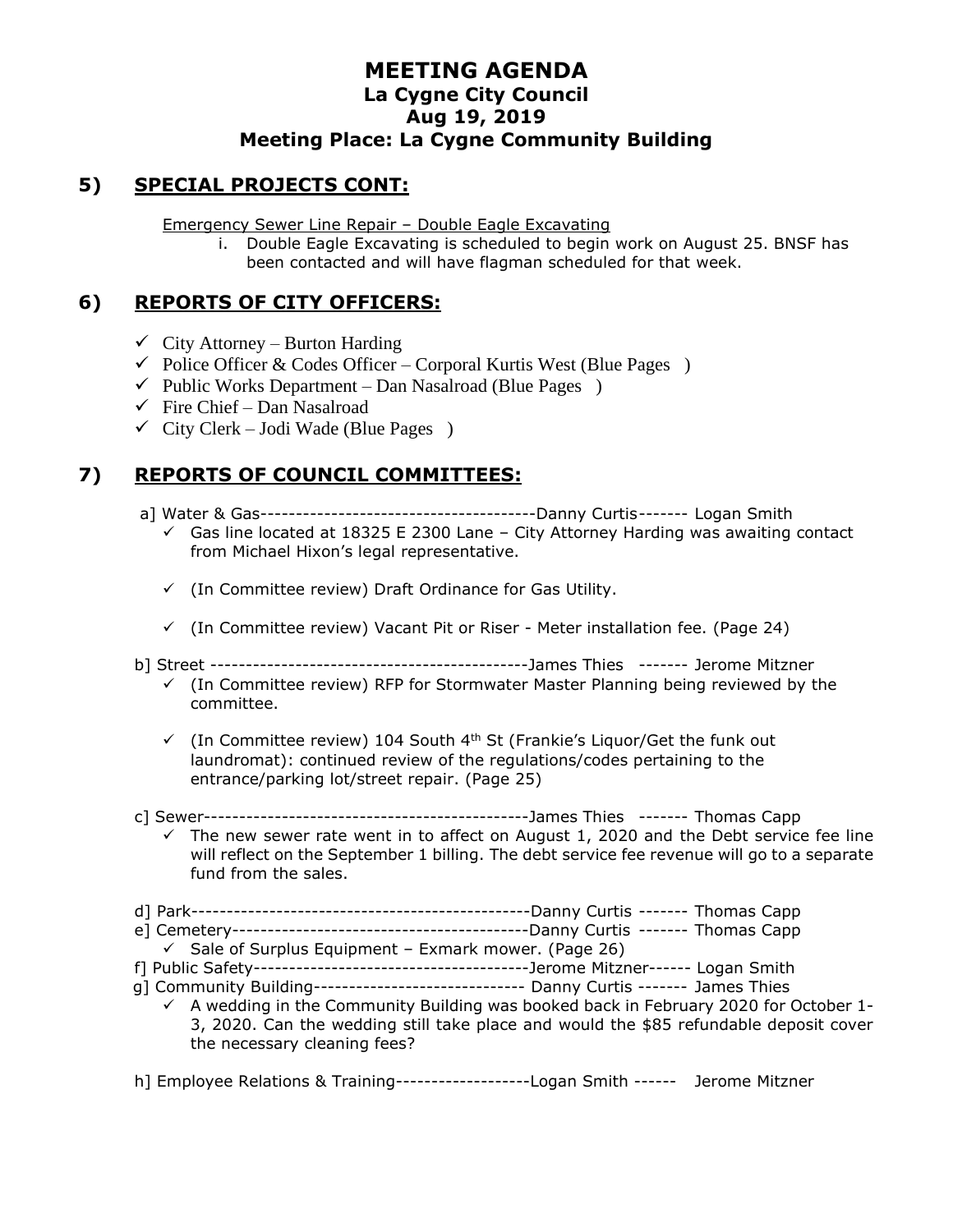# MEETING AGENDA
## La Cygne City Council
## Aug 19, 2019
## Meeting Place: La Cygne Community Building

## 5) SPECIAL PROJECTS CONT:

Emergency Sewer Line Repair – Double Eagle Excavating

i. Double Eagle Excavating is scheduled to begin work on August 25. BNSF has been contacted and will have flagman scheduled for that week.

## 6) REPORTS OF CITY OFFICERS:

- ✓ City Attorney – Burton Harding
- ✓ Police Officer & Codes Officer – Corporal Kurtis West (Blue Pages )
- ✓ Public Works Department – Dan Nasalroad (Blue Pages )
- ✓ Fire Chief – Dan Nasalroad
- ✓ City Clerk – Jodi Wade (Blue Pages )

## 7) REPORTS OF COUNCIL COMMITTEES:

a] Water & Gas---------------------------------------Danny Curtis------- Logan Smith

- ✓ Gas line located at 18325 E 2300 Lane – City Attorney Harding was awaiting contact from Michael Hixon's legal representative.
- ✓ (In Committee review) Draft Ordinance for Gas Utility.
- ✓ (In Committee review) Vacant Pit or Riser - Meter installation fee. (Page 24)

b] Street --------------------------------------------James Thies ------- Jerome Mitzner

- ✓ (In Committee review) RFP for Stormwater Master Planning being reviewed by the committee.
- ✓ (In Committee review) 104 South 4th St (Frankie's Liquor/Get the funk out laundromat): continued review of the regulations/codes pertaining to the entrance/parking lot/street repair. (Page 25)

c] Sewer---------------------------------------------James Thies ------- Thomas Capp

- ✓ The new sewer rate went in to affect on August 1, 2020 and the Debt service fee line will reflect on the September 1 billing. The debt service fee revenue will go to a separate fund from the sales.

d] Park-----------------------------------------------Danny Curtis ------- Thomas Capp

e] Cemetery------------------------------------------Danny Curtis ------- Thomas Capp

- ✓ Sale of Surplus Equipment – Exmark mower. (Page 26)

f] Public Safety---------------------------------------Jerome Mitzner------ Logan Smith

g] Community Building------------------------------ Danny Curtis ------- James Thies

- ✓ A wedding in the Community Building was booked back in February 2020 for October 1-3, 2020. Can the wedding still take place and would the $85 refundable deposit cover the necessary cleaning fees?

h] Employee Relations & Training-------------------Logan Smith ------ Jerome Mitzner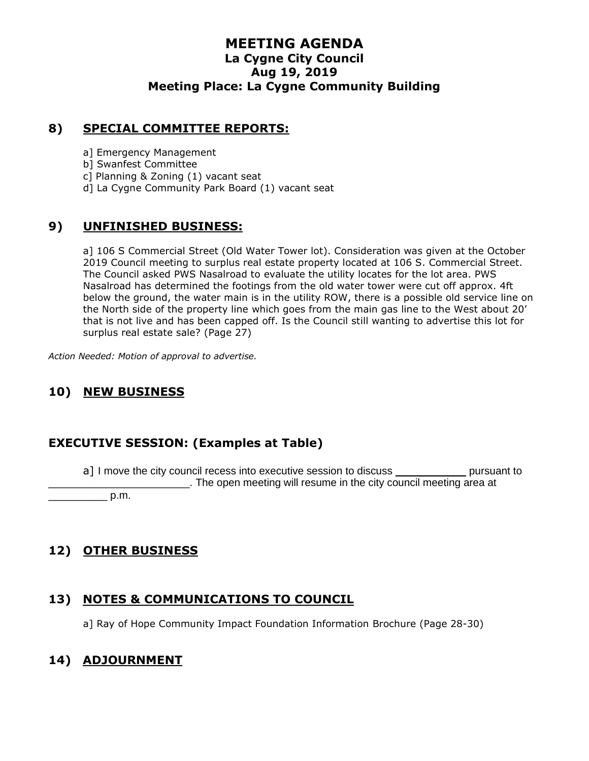# MEETING AGENDA
## La Cygne City Council
## Aug 19, 2019
## Meeting Place: La Cygne Community Building

## 8) SPECIAL COMMITTEE REPORTS:

a] Emergency Management
b] Swanfest Committee
c] Planning & Zoning (1) vacant seat
d] La Cygne Community Park Board (1) vacant seat

## 9) UNFINISHED BUSINESS:

a] 106 S Commercial Street (Old Water Tower lot). Consideration was given at the October 2019 Council meeting to surplus real estate property located at 106 S. Commercial Street. The Council asked PWS Nasalroad to evaluate the utility locates for the lot area. PWS Nasalroad has determined the footings from the old water tower were cut off approx. 4ft below the ground, the water main is in the utility ROW, there is a possible old service line on the North side of the property line which goes from the main gas line to the West about 20' that is not live and has been capped off. Is the Council still wanting to advertise this lot for surplus real estate sale? (Page 27)

*Action Needed: Motion of approval to advertise.*

## 10) NEW BUSINESS

## EXECUTIVE SESSION: (Examples at Table)

a] I move the city council recess into executive session to discuss ___________ pursuant to _______________________. The open meeting will resume in the city council meeting area at _________ p.m.

## 12) OTHER BUSINESS

## 13) NOTES & COMMUNICATIONS TO COUNCIL

a] Ray of Hope Community Impact Foundation Information Brochure (Page 28-30)

## 14) ADJOURNMENT